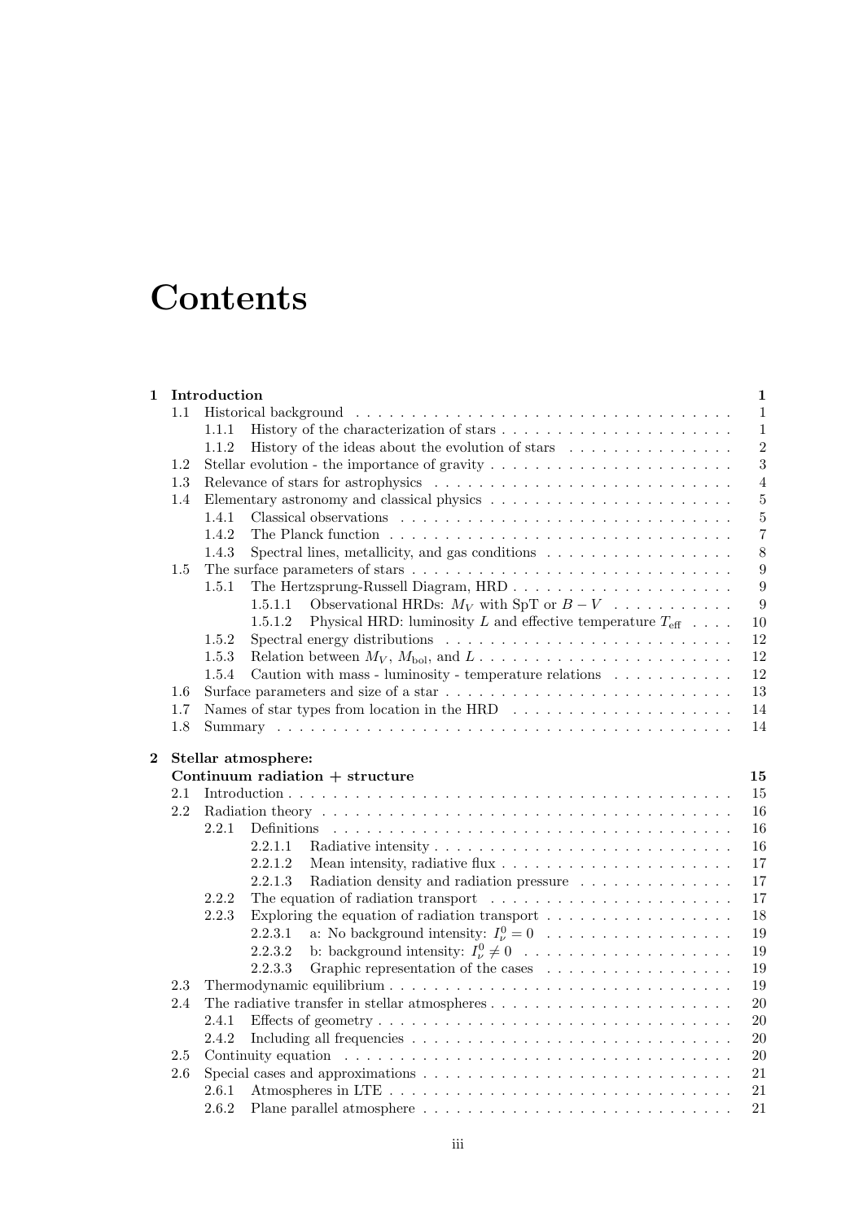# Contents

| | | | |
|---|---|---|---|
| **1** | **Introduction** | | **1** |
| | 1.1 | Historical background | 1 |
| | | 1.1.1 History of the characterization of stars | 1 |
| | | 1.1.2 History of the ideas about the evolution of stars | 2 |
| | 1.2 | Stellar evolution - the importance of gravity | 3 |
| | 1.3 | Relevance of stars for astrophysics | 4 |
| | 1.4 | Elementary astronomy and classical physics | 5 |
| | | 1.4.1 Classical observations | 5 |
| | | 1.4.2 The Planck function | 7 |
| | | 1.4.3 Spectral lines, metallicity, and gas conditions | 8 |
| | 1.5 | The surface parameters of stars | 9 |
| | | 1.5.1 The Hertzsprung-Russell Diagram, HRD | 9 |
| | | 1.5.1.1 Observational HRDs: $M_V$ with SpT or $B-V$ | 9 |
| | | 1.5.1.2 Physical HRD: luminosity $L$ and effective temperature $T_{\rm eff}$ | 10 |
| | | 1.5.2 Spectral energy distributions | 12 |
| | | 1.5.3 Relation between $M_V$, $M_{\rm bol}$, and $L$ | 12 |
| | | 1.5.4 Caution with mass - luminosity - temperature relations | 12 |
| | 1.6 | Surface parameters and size of a star | 13 |
| | 1.7 | Names of star types from location in the HRD | 14 |
| | 1.8 | Summary | 14 |
| **2** | **Stellar atmosphere: Continuum radiation + structure** | | **15** |
| | 2.1 | Introduction | 15 |
| | 2.2 | Radiation theory | 16 |
| | | 2.2.1 Definitions | 16 |
| | | 2.2.1.1 Radiative intensity | 16 |
| | | 2.2.1.2 Mean intensity, radiative flux | 17 |
| | | 2.2.1.3 Radiation density and radiation pressure | 17 |
| | | 2.2.2 The equation of radiation transport | 17 |
| | | 2.2.3 Exploring the equation of radiation transport | 18 |
| | | 2.2.3.1 a: No background intensity: $I_\nu^0 = 0$ | 19 |
| | | 2.2.3.2 b: background intensity: $I_\nu^0 \neq 0$ | 19 |
| | | 2.2.3.3 Graphic representation of the cases | 19 |
| | 2.3 | Thermodynamic equilibrium | 19 |
| | 2.4 | The radiative transfer in stellar atmospheres | 20 |
| | | 2.4.1 Effects of geometry | 20 |
| | | 2.4.2 Including all frequencies | 20 |
| | 2.5 | Continuity equation | 20 |
| | 2.6 | Special cases and approximations | 21 |
| | | 2.6.1 Atmospheres in LTE | 21 |
| | | 2.6.2 Plane parallel atmosphere | 21 |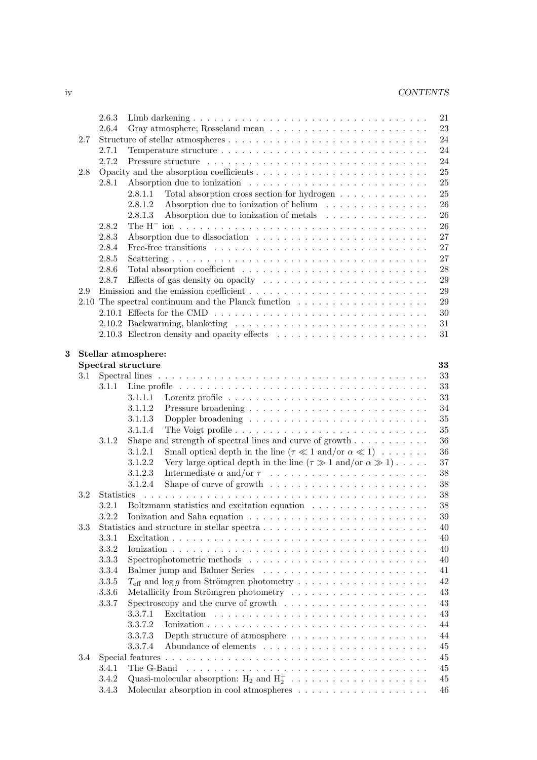- 2.6.3 Limb darkening . . . . . 21
- 2.6.4 Gray atmosphere; Rosseland mean . . . . . 23
- 2.7 Structure of stellar atmospheres . . . . . 24
  - 2.7.1 Temperature structure . . . . . 24
  - 2.7.2 Pressure structure . . . . . 24
- 2.8 Opacity and the absorption coefficients . . . . . 25
  - 2.8.1 Absorption due to ionization . . . . . 25
    - 2.8.1.1 Total absorption cross section for hydrogen . . . . . 25
    - 2.8.1.2 Absorption due to ionization of helium . . . . . 26
    - 2.8.1.3 Absorption due to ionization of metals . . . . . 26
  - 2.8.2 The $H^-$ ion . . . . . 26
  - 2.8.3 Absorption due to dissociation . . . . . 27
  - 2.8.4 Free-free transitions . . . . . 27
  - 2.8.5 Scattering . . . . . 27
  - 2.8.6 Total absorption coefficient . . . . . 28
  - 2.8.7 Effects of gas density on opacity . . . . . 29
- 2.9 Emission and the emission coefficient . . . . . 29
- 2.10 The spectral continuum and the Planck function . . . . . 29
  - 2.10.1 Effects for the CMD . . . . . 30
  - 2.10.2 Backwarming, blanketing . . . . . 31
  - 2.10.3 Electron density and opacity effects . . . . . 31

**3 Stellar atmosphere: Spectral structure** **33**

- 3.1 Spectral lines . . . . . 33
  - 3.1.1 Line profile . . . . . 33
    - 3.1.1.1 Lorentz profile . . . . . 33
    - 3.1.1.2 Pressure broadening . . . . . 34
    - 3.1.1.3 Doppler broadening . . . . . 35
    - 3.1.1.4 The Voigt profile . . . . . 35
  - 3.1.2 Shape and strength of spectral lines and curve of growth . . . . . 36
    - 3.1.2.1 Small optical depth in the line ($\tau \ll 1$ and/or $\alpha \ll 1$) . . . . . 36
    - 3.1.2.2 Very large optical depth in the line ($\tau \gg 1$ and/or $\alpha \gg 1$) . . . . . 37
    - 3.1.2.3 Intermediate $\alpha$ and/or $\tau$ . . . . . 38
    - 3.1.2.4 Shape of curve of growth . . . . . 38
- 3.2 Statistics . . . . . 38
  - 3.2.1 Boltzmann statistics and excitation equation . . . . . 38
  - 3.2.2 Ionization and Saha equation . . . . . 39
- 3.3 Statistics and structure in stellar spectra . . . . . 40
  - 3.3.1 Excitation . . . . . 40
  - 3.3.2 Ionization . . . . . 40
  - 3.3.3 Spectrophotometric methods . . . . . 40
  - 3.3.4 Balmer jump and Balmer Series . . . . . 41
  - 3.3.5 $T_{\rm eff}$ and $\log g$ from Strömgren photometry . . . . . 42
  - 3.3.6 Metallicity from Strömgren photometry . . . . . 43
  - 3.3.7 Spectroscopy and the curve of growth . . . . . 43
    - 3.3.7.1 Excitation . . . . . 43
    - 3.3.7.2 Ionization . . . . . 44
    - 3.3.7.3 Depth structure of atmosphere . . . . . 44
    - 3.3.7.4 Abundance of elements . . . . . 45
- 3.4 Special features . . . . . 45
  - 3.4.1 The G-Band . . . . . 45
  - 3.4.2 Quasi-molecular absorption: $H_2$ and $H_2^+$ . . . . . 45
  - 3.4.3 Molecular absorption in cool atmospheres . . . . . 46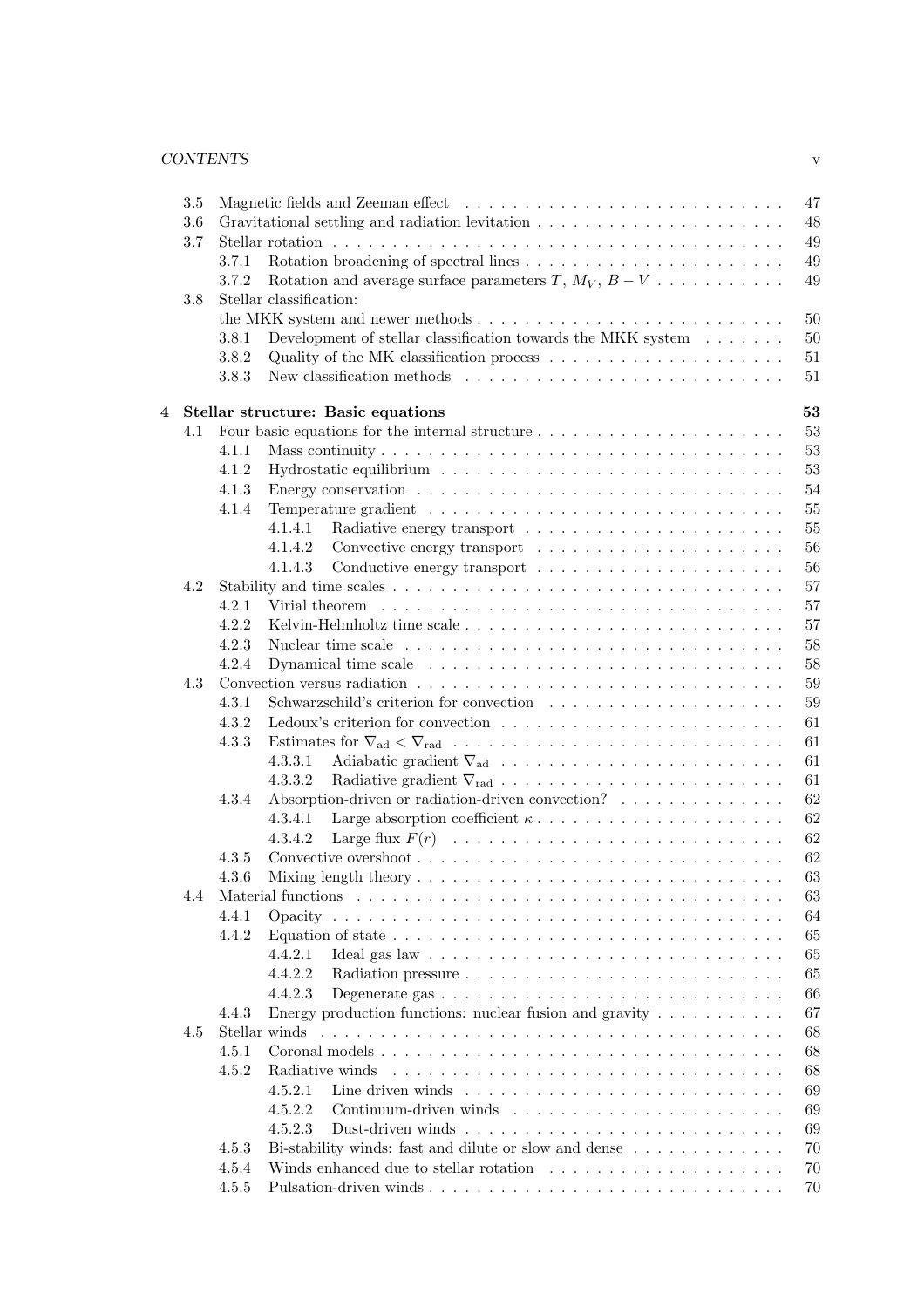- 3.5 Magnetic fields and Zeeman effect . . . . . 47
- 3.6 Gravitational settling and radiation levitation . . . . . 48
- 3.7 Stellar rotation . . . . . 49
  - 3.7.1 Rotation broadening of spectral lines . . . . . 49
  - 3.7.2 Rotation and average surface parameters $T$, $M_V$, $B-V$ . . . . . 49
- 3.8 Stellar classification: the MKK system and newer methods . . . . . 50
  - 3.8.1 Development of stellar classification towards the MKK system . . . . . 50
  - 3.8.2 Quality of the MK classification process . . . . . 51
  - 3.8.3 New classification methods . . . . . 51

**4 Stellar structure: Basic equations** **53**

- 4.1 Four basic equations for the internal structure . . . . . 53
  - 4.1.1 Mass continuity . . . . . 53
  - 4.1.2 Hydrostatic equilibrium . . . . . 53
  - 4.1.3 Energy conservation . . . . . 54
  - 4.1.4 Temperature gradient . . . . . 55
    - 4.1.4.1 Radiative energy transport . . . . . 55
    - 4.1.4.2 Convective energy transport . . . . . 56
    - 4.1.4.3 Conductive energy transport . . . . . 56
- 4.2 Stability and time scales . . . . . 57
  - 4.2.1 Virial theorem . . . . . 57
  - 4.2.2 Kelvin-Helmholtz time scale . . . . . 57
  - 4.2.3 Nuclear time scale . . . . . 58
  - 4.2.4 Dynamical time scale . . . . . 58
- 4.3 Convection versus radiation . . . . . 59
  - 4.3.1 Schwarzschild's criterion for convection . . . . . 59
  - 4.3.2 Ledoux's criterion for convection . . . . . 61
  - 4.3.3 Estimates for $\nabla_{\rm ad} < \nabla_{\rm rad}$ . . . . . 61
    - 4.3.3.1 Adiabatic gradient $\nabla_{\rm ad}$ . . . . . 61
    - 4.3.3.2 Radiative gradient $\nabla_{\rm rad}$ . . . . . 61
  - 4.3.4 Absorption-driven or radiation-driven convection? . . . . . 62
    - 4.3.4.1 Large absorption coefficient $\kappa$ . . . . . 62
    - 4.3.4.2 Large flux $F(r)$ . . . . . 62
  - 4.3.5 Convective overshoot . . . . . 62
  - 4.3.6 Mixing length theory . . . . . 63
- 4.4 Material functions . . . . . 63
  - 4.4.1 Opacity . . . . . 64
  - 4.4.2 Equation of state . . . . . 65
    - 4.4.2.1 Ideal gas law . . . . . 65
    - 4.4.2.2 Radiation pressure . . . . . 65
    - 4.4.2.3 Degenerate gas . . . . . 66
  - 4.4.3 Energy production functions: nuclear fusion and gravity . . . . . 67
- 4.5 Stellar winds . . . . . 68
  - 4.5.1 Coronal models . . . . . 68
  - 4.5.2 Radiative winds . . . . . 68
    - 4.5.2.1 Line driven winds . . . . . 69
    - 4.5.2.2 Continuum-driven winds . . . . . 69
    - 4.5.2.3 Dust-driven winds . . . . . 69
  - 4.5.3 Bi-stability winds: fast and dilute or slow and dense . . . . . 70
  - 4.5.4 Winds enhanced due to stellar rotation . . . . . 70
  - 4.5.5 Pulsation-driven winds . . . . . 70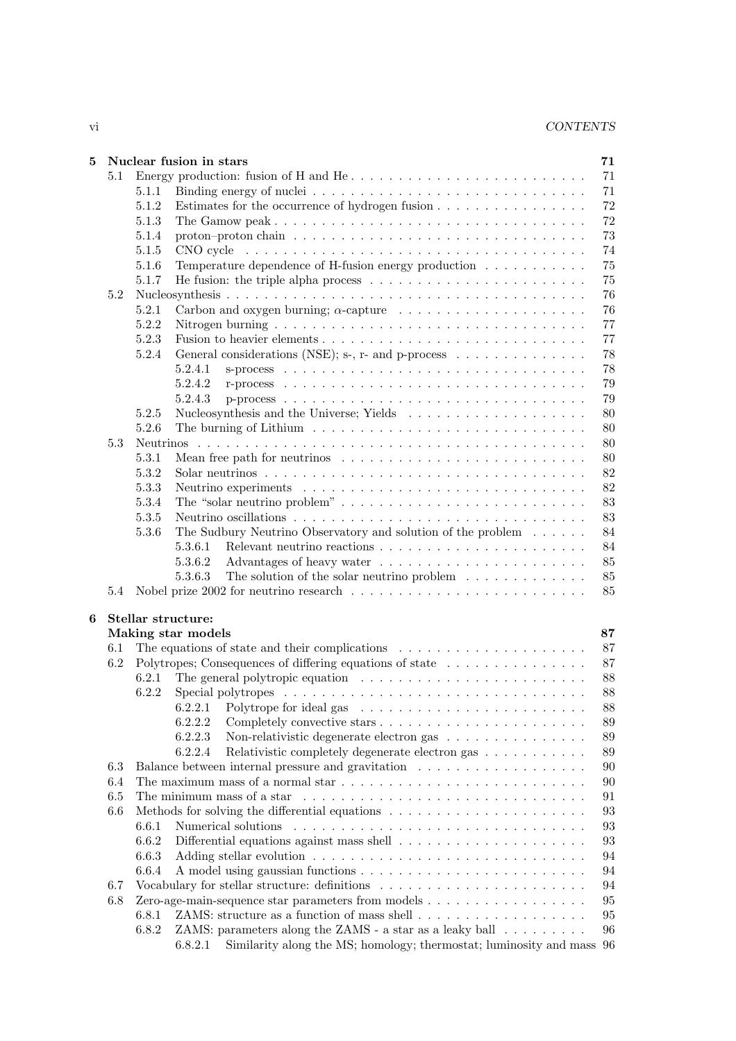**5 Nuclear fusion in stars** 71

- 5.1 Energy production: fusion of H and He . . . 71
  - 5.1.1 Binding energy of nuclei . . . 71
  - 5.1.2 Estimates for the occurrence of hydrogen fusion . . . 72
  - 5.1.3 The Gamow peak . . . 72
  - 5.1.4 proton–proton chain . . . 73
  - 5.1.5 CNO cycle . . . 74
  - 5.1.6 Temperature dependence of H-fusion energy production . . . 75
  - 5.1.7 He fusion: the triple alpha process . . . 75
- 5.2 Nucleosynthesis . . . 76
  - 5.2.1 Carbon and oxygen burning; $\alpha$-capture . . . 76
  - 5.2.2 Nitrogen burning . . . 77
  - 5.2.3 Fusion to heavier elements . . . 77
  - 5.2.4 General considerations (NSE); s-, r- and p-process . . . 78
    - 5.2.4.1 s-process . . . 78
    - 5.2.4.2 r-process . . . 79
    - 5.2.4.3 p-process . . . 79
  - 5.2.5 Nucleosynthesis and the Universe; Yields . . . 80
  - 5.2.6 The burning of Lithium . . . 80
- 5.3 Neutrinos . . . 80
  - 5.3.1 Mean free path for neutrinos . . . 80
  - 5.3.2 Solar neutrinos . . . 82
  - 5.3.3 Neutrino experiments . . . 82
  - 5.3.4 The “solar neutrino problem” . . . 83
  - 5.3.5 Neutrino oscillations . . . 83
  - 5.3.6 The Sudbury Neutrino Observatory and solution of the problem . . . 84
    - 5.3.6.1 Relevant neutrino reactions . . . 84
    - 5.3.6.2 Advantages of heavy water . . . 85
    - 5.3.6.3 The solution of the solar neutrino problem . . . 85
- 5.4 Nobel prize 2002 for neutrino research . . . 85

**6 Stellar structure: Making star models** 87

- 6.1 The equations of state and their complications . . . 87
- 6.2 Polytropes; Consequences of differing equations of state . . . 87
  - 6.2.1 The general polytropic equation . . . 88
  - 6.2.2 Special polytropes . . . 88
    - 6.2.2.1 Polytrope for ideal gas . . . 88
    - 6.2.2.2 Completely convective stars . . . 89
    - 6.2.2.3 Non-relativistic degenerate electron gas . . . 89
    - 6.2.2.4 Relativistic completely degenerate electron gas . . . 89
- 6.3 Balance between internal pressure and gravitation . . . 90
- 6.4 The maximum mass of a normal star . . . 90
- 6.5 The minimum mass of a star . . . 91
- 6.6 Methods for solving the differential equations . . . 93
  - 6.6.1 Numerical solutions . . . 93
  - 6.6.2 Differential equations against mass shell . . . 93
  - 6.6.3 Adding stellar evolution . . . 94
  - 6.6.4 A model using gaussian functions . . . 94
- 6.7 Vocabulary for stellar structure: definitions . . . 94
- 6.8 Zero-age-main-sequence star parameters from models . . . 95
  - 6.8.1 ZAMS: structure as a function of mass shell . . . 95
  - 6.8.2 ZAMS: parameters along the ZAMS - a star as a leaky ball . . . 96
    - 6.8.2.1 Similarity along the MS; homology; thermostat; luminosity and mass 96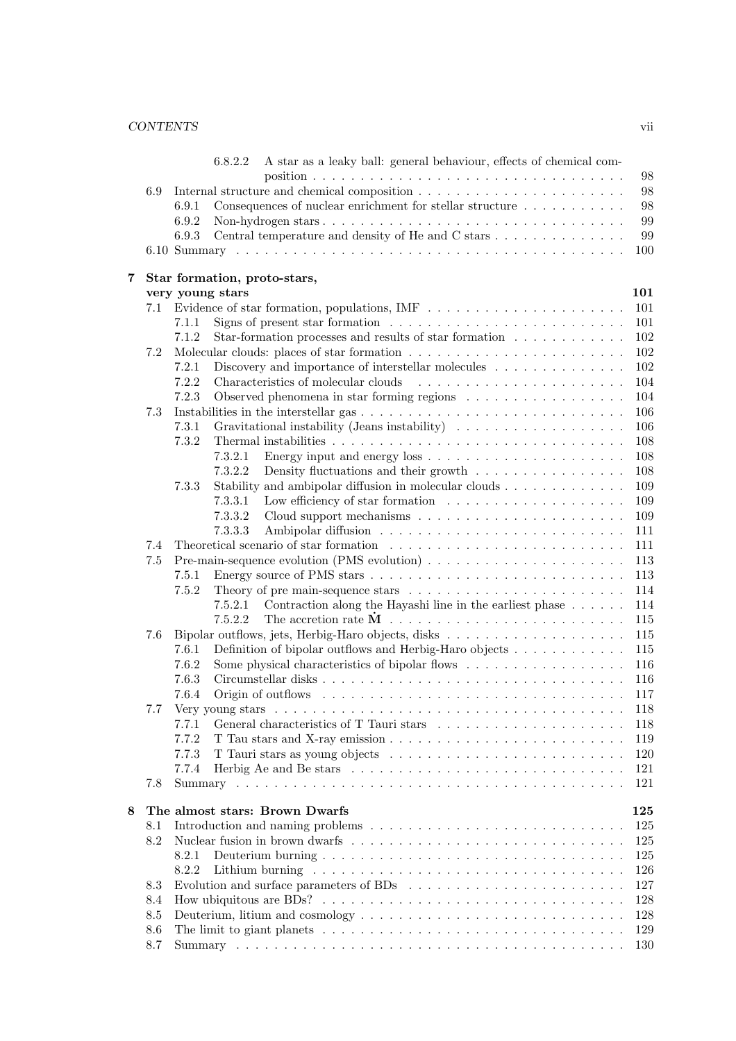6.8.2.2 A star as a leaky ball: general behaviour, effects of chemical composition . . . . . 98

6.9 Internal structure and chemical composition . . . . . 98
- 6.9.1 Consequences of nuclear enrichment for stellar structure . . . . . 98
- 6.9.2 Non-hydrogen stars . . . . . 99
- 6.9.3 Central temperature and density of He and C stars . . . . . 99

6.10 Summary . . . . . 100

**7 Star formation, proto-stars, very young stars** **101**

7.1 Evidence of star formation, populations, IMF . . . . . 101
- 7.1.1 Signs of present star formation . . . . . 101
- 7.1.2 Star-formation processes and results of star formation . . . . . 102

7.2 Molecular clouds: places of star formation . . . . . 102
- 7.2.1 Discovery and importance of interstellar molecules . . . . . 102
- 7.2.2 Characteristics of molecular clouds . . . . . 104
- 7.2.3 Observed phenomena in star forming regions . . . . . 104

7.3 Instabilities in the interstellar gas . . . . . 106
- 7.3.1 Gravitational instability (Jeans instability) . . . . . 106
- 7.3.2 Thermal instabilities . . . . . 108
  - 7.3.2.1 Energy input and energy loss . . . . . 108
  - 7.3.2.2 Density fluctuations and their growth . . . . . 108
- 7.3.3 Stability and ambipolar diffusion in molecular clouds . . . . . 109
  - 7.3.3.1 Low efficiency of star formation . . . . . 109
  - 7.3.3.2 Cloud support mechanisms . . . . . 109
  - 7.3.3.3 Ambipolar diffusion . . . . . 111

7.4 Theoretical scenario of star formation . . . . . 111

7.5 Pre-main-sequence evolution (PMS evolution) . . . . . 113
- 7.5.1 Energy source of PMS stars . . . . . 113
- 7.5.2 Theory of pre main-sequence stars . . . . . 114
  - 7.5.2.1 Contraction along the Hayashi line in the earliest phase . . . . . 114
  - 7.5.2.2 The accretion rate $\dot{\mathbf{M}}$ . . . . . 115

7.6 Bipolar outflows, jets, Herbig-Haro objects, disks . . . . . 115
- 7.6.1 Definition of bipolar outflows and Herbig-Haro objects . . . . . 115
- 7.6.2 Some physical characteristics of bipolar flows . . . . . 116
- 7.6.3 Circumstellar disks . . . . . 116
- 7.6.4 Origin of outflows . . . . . 117

7.7 Very young stars . . . . . 118
- 7.7.1 General characteristics of T Tauri stars . . . . . 118
- 7.7.2 T Tau stars and X-ray emission . . . . . 119
- 7.7.3 T Tauri stars as young objects . . . . . 120
- 7.7.4 Herbig Ae and Be stars . . . . . 121

7.8 Summary . . . . . 121

**8 The almost stars: Brown Dwarfs** **125**

8.1 Introduction and naming problems . . . . . 125

8.2 Nuclear fusion in brown dwarfs . . . . . 125
- 8.2.1 Deuterium burning . . . . . 125
- 8.2.2 Lithium burning . . . . . 126

8.3 Evolution and surface parameters of BDs . . . . . 127

8.4 How ubiquitous are BDs? . . . . . 128

8.5 Deuterium, litium and cosmology . . . . . 128

8.6 The limit to giant planets . . . . . 129

8.7 Summary . . . . . 130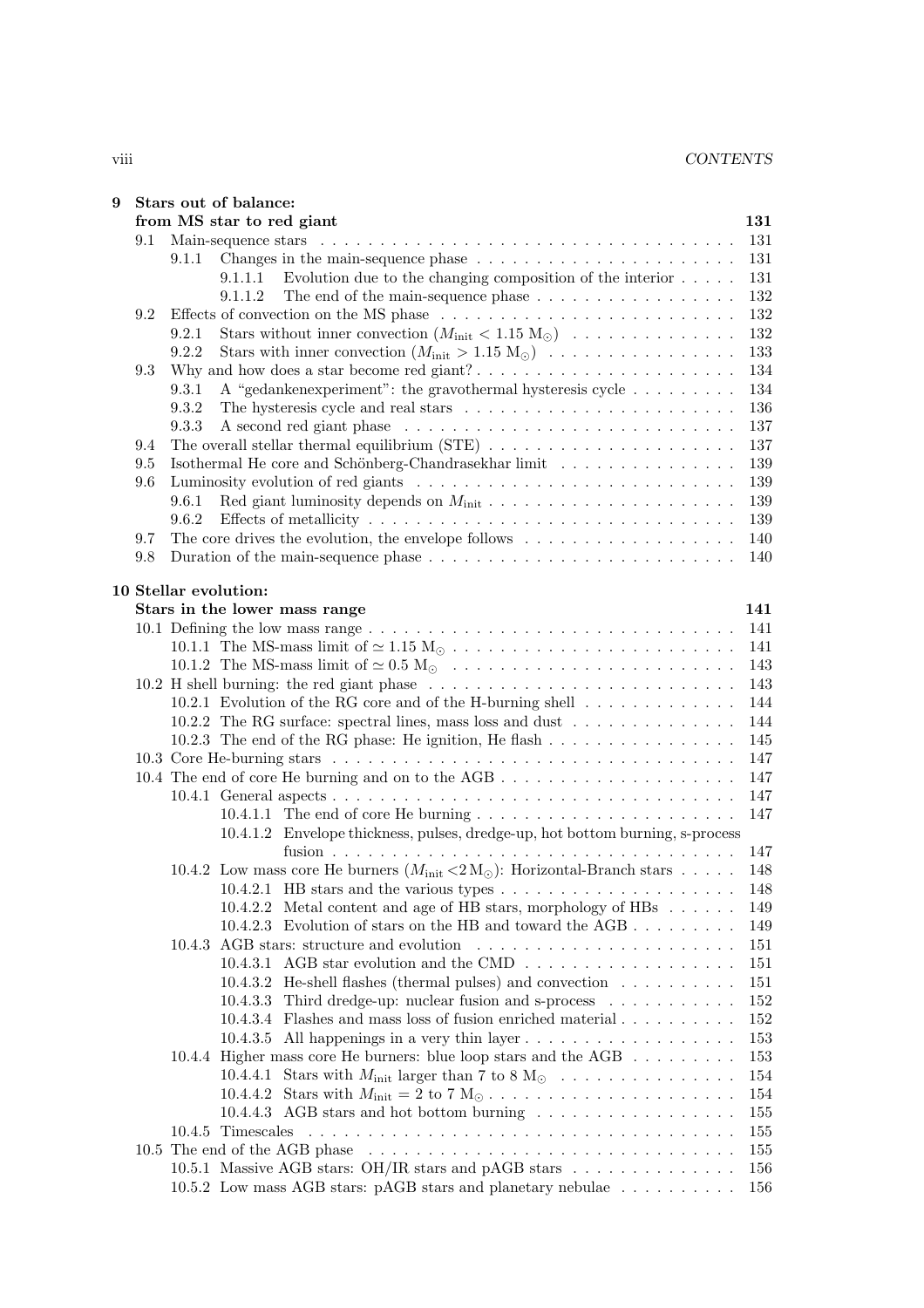**9 Stars out of balance: from MS star to red giant** 131

- 9.1 Main-sequence stars . . . 131
  - 9.1.1 Changes in the main-sequence phase . . . 131
    - 9.1.1.1 Evolution due to the changing composition of the interior . . . 131
    - 9.1.1.2 The end of the main-sequence phase . . . 132
- 9.2 Effects of convection on the MS phase . . . 132
  - 9.2.1 Stars without inner convection ($M_{\rm init} < 1.15\ {\rm M}_\odot$) . . . 132
  - 9.2.2 Stars with inner convection ($M_{\rm init} > 1.15\ {\rm M}_\odot$) . . . 133
- 9.3 Why and how does a star become red giant? . . . 134
  - 9.3.1 A "gedankenexperiment": the gravothermal hysteresis cycle . . . 134
  - 9.3.2 The hysteresis cycle and real stars . . . 136
  - 9.3.3 A second red giant phase . . . 137
- 9.4 The overall stellar thermal equilibrium (STE) . . . 137
- 9.5 Isothermal He core and Schönberg-Chandrasekhar limit . . . 139
- 9.6 Luminosity evolution of red giants . . . 139
  - 9.6.1 Red giant luminosity depends on $M_{\rm init}$ . . . 139
  - 9.6.2 Effects of metallicity . . . 139
- 9.7 The core drives the evolution, the envelope follows . . . 140
- 9.8 Duration of the main-sequence phase . . . 140

**10 Stellar evolution: Stars in the lower mass range** 141

- 10.1 Defining the low mass range . . . 141
  - 10.1.1 The MS-mass limit of $\simeq 1.15\ {\rm M}_\odot$ . . . 141
  - 10.1.2 The MS-mass limit of $\simeq 0.5\ {\rm M}_\odot$ . . . 143
- 10.2 H shell burning: the red giant phase . . . 143
  - 10.2.1 Evolution of the RG core and of the H-burning shell . . . 144
  - 10.2.2 The RG surface: spectral lines, mass loss and dust . . . 144
  - 10.2.3 The end of the RG phase: He ignition, He flash . . . 145
- 10.3 Core He-burning stars . . . 147
- 10.4 The end of core He burning and on to the AGB . . . 147
  - 10.4.1 General aspects . . . 147
    - 10.4.1.1 The end of core He burning . . . 147
    - 10.4.1.2 Envelope thickness, pulses, dredge-up, hot bottom burning, s-process fusion . . . 147
  - 10.4.2 Low mass core He burners ($M_{\rm init} < 2\,{\rm M}_\odot$): Horizontal-Branch stars . . . 148
    - 10.4.2.1 HB stars and the various types . . . 148
    - 10.4.2.2 Metal content and age of HB stars, morphology of HBs . . . 149
    - 10.4.2.3 Evolution of stars on the HB and toward the AGB . . . 149
  - 10.4.3 AGB stars: structure and evolution . . . 151
    - 10.4.3.1 AGB star evolution and the CMD . . . 151
    - 10.4.3.2 He-shell flashes (thermal pulses) and convection . . . 151
    - 10.4.3.3 Third dredge-up: nuclear fusion and s-process . . . 152
    - 10.4.3.4 Flashes and mass loss of fusion enriched material . . . 152
    - 10.4.3.5 All happenings in a very thin layer . . . 153
  - 10.4.4 Higher mass core He burners: blue loop stars and the AGB . . . 153
    - 10.4.4.1 Stars with $M_{\rm init}$ larger than 7 to 8 ${\rm M}_\odot$ . . . 154
    - 10.4.4.2 Stars with $M_{\rm init} = 2$ to 7 ${\rm M}_\odot$ . . . 154
    - 10.4.4.3 AGB stars and hot bottom burning . . . 155
  - 10.4.5 Timescales . . . 155
- 10.5 The end of the AGB phase . . . 155
  - 10.5.1 Massive AGB stars: OH/IR stars and pAGB stars . . . 156
  - 10.5.2 Low mass AGB stars: pAGB stars and planetary nebulae . . . 156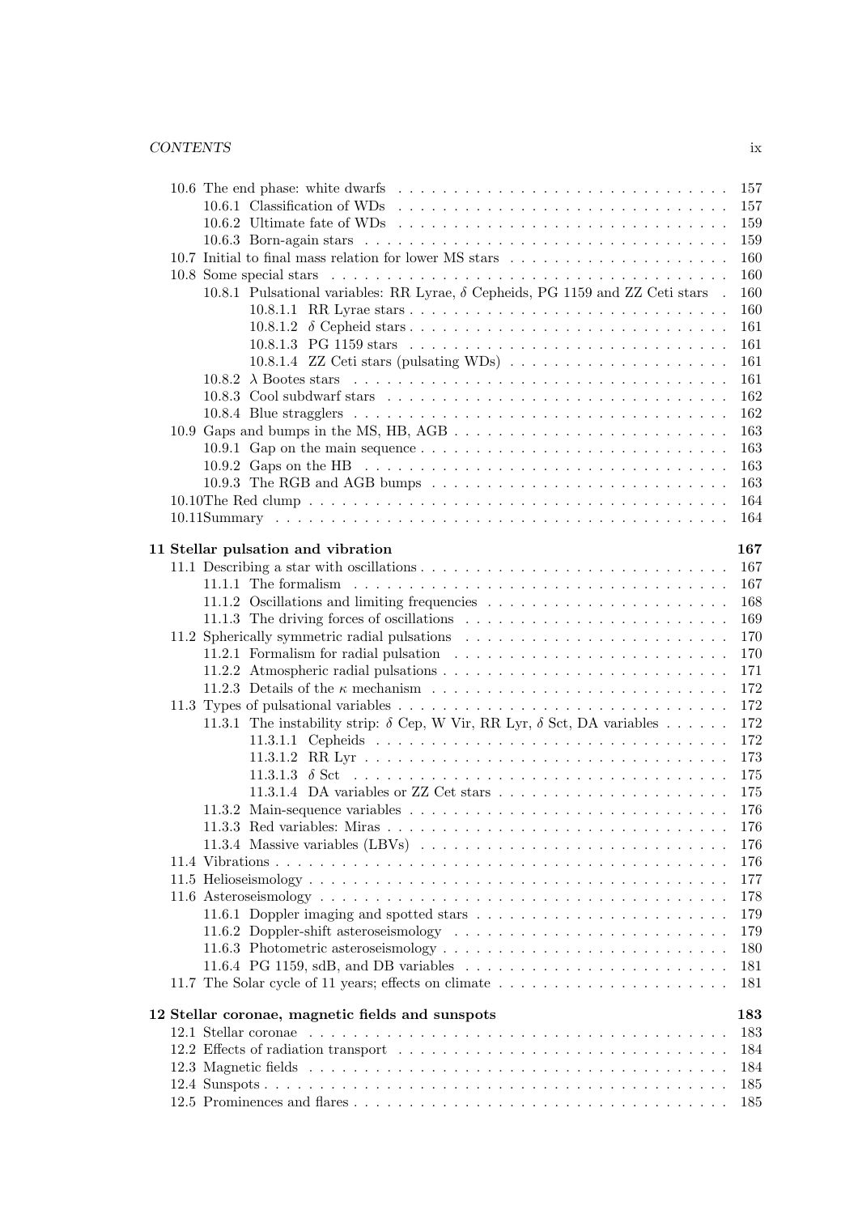10.6 The end phase: white dwarfs . . . . . . . . . . 157
  10.6.1 Classification of WDs . . . . . . . . . . 157
  10.6.2 Ultimate fate of WDs . . . . . . . . . . 159
  10.6.3 Born-again stars . . . . . . . . . . 159
10.7 Initial to final mass relation for lower MS stars . . . . . . . . . . 160
10.8 Some special stars . . . . . . . . . . 160
  10.8.1 Pulsational variables: RR Lyrae, $\delta$ Cepheids, PG 1159 and ZZ Ceti stars . 160
    10.8.1.1 RR Lyrae stars . . . . . . . . . . 160
    10.8.1.2 $\delta$ Cepheid stars . . . . . . . . . . 161
    10.8.1.3 PG 1159 stars . . . . . . . . . . 161
    10.8.1.4 ZZ Ceti stars (pulsating WDs) . . . . . . . . . . 161
  10.8.2 $\lambda$ Bootes stars . . . . . . . . . . 161
  10.8.3 Cool subdwarf stars . . . . . . . . . . 162
  10.8.4 Blue stragglers . . . . . . . . . . 162
10.9 Gaps and bumps in the MS, HB, AGB . . . . . . . . . . 163
  10.9.1 Gap on the main sequence . . . . . . . . . . 163
  10.9.2 Gaps on the HB . . . . . . . . . . 163
  10.9.3 The RGB and AGB bumps . . . . . . . . . . 163
10.10 The Red clump . . . . . . . . . . 164
10.11 Summary . . . . . . . . . . 164

**11 Stellar pulsation and vibration** **167**

11.1 Describing a star with oscillations . . . . . . . . . . 167
  11.1.1 The formalism . . . . . . . . . . 167
  11.1.2 Oscillations and limiting frequencies . . . . . . . . . . 168
  11.1.3 The driving forces of oscillations . . . . . . . . . . 169
11.2 Spherically symmetric radial pulsations . . . . . . . . . . 170
  11.2.1 Formalism for radial pulsation . . . . . . . . . . 170
  11.2.2 Atmospheric radial pulsations . . . . . . . . . . 171
  11.2.3 Details of the $\kappa$ mechanism . . . . . . . . . . 172
11.3 Types of pulsational variables . . . . . . . . . . 172
  11.3.1 The instability strip: $\delta$ Cep, W Vir, RR Lyr, $\delta$ Sct, DA variables . . . . . . 172
    11.3.1.1 Cepheids . . . . . . . . . . 172
    11.3.1.2 RR Lyr . . . . . . . . . . 173
    11.3.1.3 $\delta$ Sct . . . . . . . . . . 175
    11.3.1.4 DA variables or ZZ Cet stars . . . . . . . . . . 175
  11.3.2 Main-sequence variables . . . . . . . . . . 176
  11.3.3 Red variables: Miras . . . . . . . . . . 176
  11.3.4 Massive variables (LBVs) . . . . . . . . . . 176
11.4 Vibrations . . . . . . . . . . 176
11.5 Helioseismology . . . . . . . . . . 177
11.6 Asteroseismology . . . . . . . . . . 178
  11.6.1 Doppler imaging and spotted stars . . . . . . . . . . 179
  11.6.2 Doppler-shift asteroseismology . . . . . . . . . . 179
  11.6.3 Photometric asteroseismology . . . . . . . . . . 180
  11.6.4 PG 1159, sdB, and DB variables . . . . . . . . . . 181
11.7 The Solar cycle of 11 years; effects on climate . . . . . . . . . . 181

**12 Stellar coronae, magnetic fields and sunspots** **183**

12.1 Stellar coronae . . . . . . . . . . 183
12.2 Effects of radiation transport . . . . . . . . . . 184
12.3 Magnetic fields . . . . . . . . . . 184
12.4 Sunspots . . . . . . . . . . 185
12.5 Prominences and flares . . . . . . . . . . 185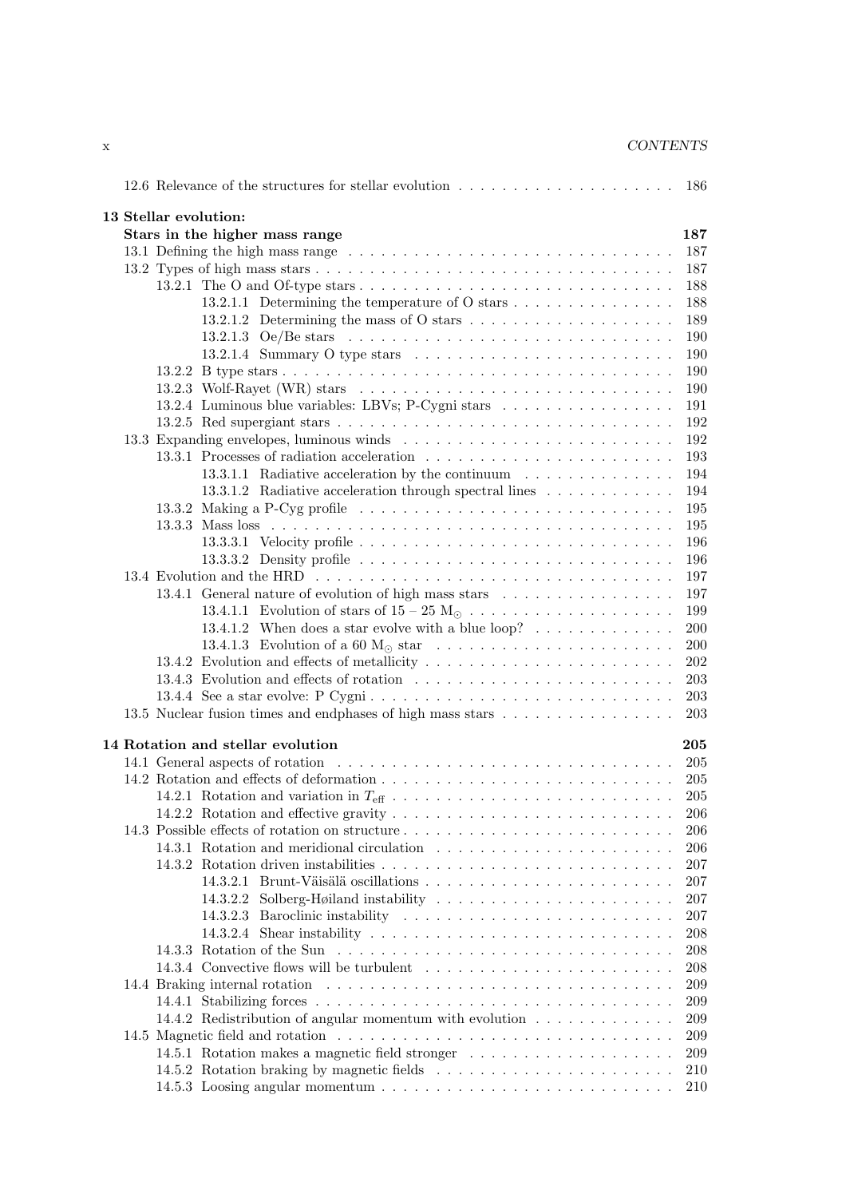12.6 Relevance of the structures for stellar evolution . . . . . . . . . . . . . . . . . . . . 186

**13 Stellar evolution: Stars in the higher mass range** **187**

13.1 Defining the high mass range . . . . . . . . . . . . . . . . . . . . . . . . . . . . . . 187

13.2 Types of high mass stars . . . . . . . . . . . . . . . . . . . . . . . . . . . . . . . . . 187

13.2.1 The O and Of-type stars . . . . . . . . . . . . . . . . . . . . . . . . . . . . . 188

13.2.1.1 Determining the temperature of O stars . . . . . . . . . . . . . . . 188

13.2.1.2 Determining the mass of O stars . . . . . . . . . . . . . . . . . . . 189

13.2.1.3 Oe/Be stars . . . . . . . . . . . . . . . . . . . . . . . . . . . . . . 190

13.2.1.4 Summary O type stars . . . . . . . . . . . . . . . . . . . . . . . . 190

13.2.2 B type stars . . . . . . . . . . . . . . . . . . . . . . . . . . . . . . . . . . . 190

13.2.3 Wolf-Rayet (WR) stars . . . . . . . . . . . . . . . . . . . . . . . . . . . . . 190

13.2.4 Luminous blue variables: LBVs; P-Cygni stars . . . . . . . . . . . . . . . . 191

13.2.5 Red supergiant stars . . . . . . . . . . . . . . . . . . . . . . . . . . . . . . . 192

13.3 Expanding envelopes, luminous winds . . . . . . . . . . . . . . . . . . . . . . . . . 192

13.3.1 Processes of radiation acceleration . . . . . . . . . . . . . . . . . . . . . . . 193

13.3.1.1 Radiative acceleration by the continuum . . . . . . . . . . . . . . 194

13.3.1.2 Radiative acceleration through spectral lines . . . . . . . . . . . . 194

13.3.2 Making a P-Cyg profile . . . . . . . . . . . . . . . . . . . . . . . . . . . . . 195

13.3.3 Mass loss . . . . . . . . . . . . . . . . . . . . . . . . . . . . . . . . . . . . . 195

13.3.3.1 Velocity profile . . . . . . . . . . . . . . . . . . . . . . . . . . . . . 196

13.3.3.2 Density profile . . . . . . . . . . . . . . . . . . . . . . . . . . . . . 196

13.4 Evolution and the HRD . . . . . . . . . . . . . . . . . . . . . . . . . . . . . . . . . 197

13.4.1 General nature of evolution of high mass stars . . . . . . . . . . . . . . . . 197

13.4.1.1 Evolution of stars of 15 – 25 $M_{\odot}$ . . . . . . . . . . . . . . . . . . . 199

13.4.1.2 When does a star evolve with a blue loop? . . . . . . . . . . . . . 200

13.4.1.3 Evolution of a 60 $M_{\odot}$ star . . . . . . . . . . . . . . . . . . . . . . 200

13.4.2 Evolution and effects of metallicity . . . . . . . . . . . . . . . . . . . . . . . 202

13.4.3 Evolution and effects of rotation . . . . . . . . . . . . . . . . . . . . . . . . 203

13.4.4 See a star evolve: P Cygni . . . . . . . . . . . . . . . . . . . . . . . . . . . . 203

13.5 Nuclear fusion times and endphases of high mass stars . . . . . . . . . . . . . . . . 203

**14 Rotation and stellar evolution** **205**

14.1 General aspects of rotation . . . . . . . . . . . . . . . . . . . . . . . . . . . . . . . 205

14.2 Rotation and effects of deformation . . . . . . . . . . . . . . . . . . . . . . . . . . . 205

14.2.1 Rotation and variation in $T_{\rm eff}$ . . . . . . . . . . . . . . . . . . . . . . . . . 205

14.2.2 Rotation and effective gravity . . . . . . . . . . . . . . . . . . . . . . . . . . 206

14.3 Possible effects of rotation on structure . . . . . . . . . . . . . . . . . . . . . . . . . 206

14.3.1 Rotation and meridional circulation . . . . . . . . . . . . . . . . . . . . . . 206

14.3.2 Rotation driven instabilities . . . . . . . . . . . . . . . . . . . . . . . . . . . 207

14.3.2.1 Brunt-Väisälä oscillations . . . . . . . . . . . . . . . . . . . . . . . 207

14.3.2.2 Solberg-Høiland instability . . . . . . . . . . . . . . . . . . . . . . 207

14.3.2.3 Baroclinic instability . . . . . . . . . . . . . . . . . . . . . . . . . 207

14.3.2.4 Shear instability . . . . . . . . . . . . . . . . . . . . . . . . . . . . 208

14.3.3 Rotation of the Sun . . . . . . . . . . . . . . . . . . . . . . . . . . . . . . . 208

14.3.4 Convective flows will be turbulent . . . . . . . . . . . . . . . . . . . . . . . 208

14.4 Braking internal rotation . . . . . . . . . . . . . . . . . . . . . . . . . . . . . . . . 209

14.4.1 Stabilizing forces . . . . . . . . . . . . . . . . . . . . . . . . . . . . . . . . . 209

14.4.2 Redistribution of angular momentum with evolution . . . . . . . . . . . . . 209

14.5 Magnetic field and rotation . . . . . . . . . . . . . . . . . . . . . . . . . . . . . . . 209

14.5.1 Rotation makes a magnetic field stronger . . . . . . . . . . . . . . . . . . . 209

14.5.2 Rotation braking by magnetic fields . . . . . . . . . . . . . . . . . . . . . . 210

14.5.3 Loosing angular momentum . . . . . . . . . . . . . . . . . . . . . . . . . . . 210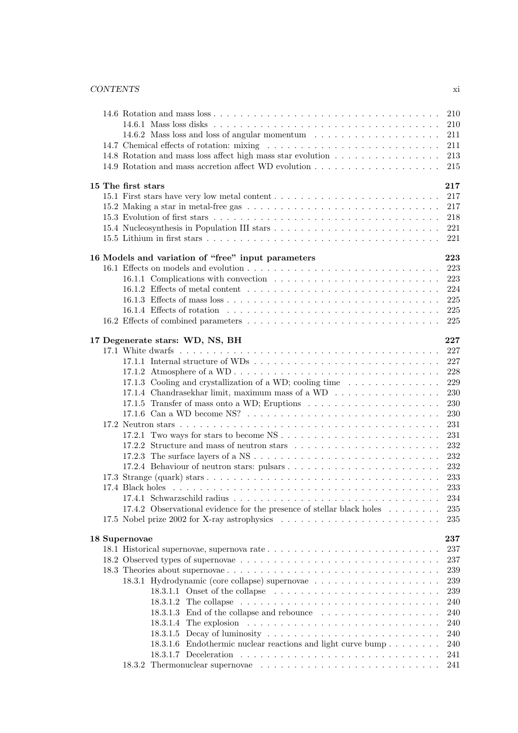14.6 Rotation and mass loss . . . . . . . . . . . . . . . . . . . . . . . . . . . . . . . . . . 210
  14.6.1 Mass loss disks . . . . . . . . . . . . . . . . . . . . . . . . . . . . . . . . . . 210
  14.6.2 Mass loss and loss of angular momentum . . . . . . . . . . . . . . . . . . . 211
14.7 Chemical effects of rotation: mixing . . . . . . . . . . . . . . . . . . . . . . . . . 211
14.8 Rotation and mass loss affect high mass star evolution . . . . . . . . . . . . . . . 213
14.9 Rotation and mass accretion affect WD evolution . . . . . . . . . . . . . . . . . . 215

**15 The first stars** **217**
15.1 First stars have very low metal content . . . . . . . . . . . . . . . . . . . . . . . . 217
15.2 Making a star in metal-free gas . . . . . . . . . . . . . . . . . . . . . . . . . . . . 217
15.3 Evolution of first stars . . . . . . . . . . . . . . . . . . . . . . . . . . . . . . . . . 218
15.4 Nucleosynthesis in Population III stars . . . . . . . . . . . . . . . . . . . . . . . . 221
15.5 Lithium in first stars . . . . . . . . . . . . . . . . . . . . . . . . . . . . . . . . . . 221

**16 Models and variation of "free" input parameters** **223**
16.1 Effects on models and evolution . . . . . . . . . . . . . . . . . . . . . . . . . . . . 223
  16.1.1 Complications with convection . . . . . . . . . . . . . . . . . . . . . . . . 223
  16.1.2 Effects of metal content . . . . . . . . . . . . . . . . . . . . . . . . . . . . 224
  16.1.3 Effects of mass loss . . . . . . . . . . . . . . . . . . . . . . . . . . . . . . . 225
  16.1.4 Effects of rotation . . . . . . . . . . . . . . . . . . . . . . . . . . . . . . . 225
16.2 Effects of combined parameters . . . . . . . . . . . . . . . . . . . . . . . . . . . . 225

**17 Degenerate stars: WD, NS, BH** **227**
17.1 White dwarfs . . . . . . . . . . . . . . . . . . . . . . . . . . . . . . . . . . . . . . 227
  17.1.1 Internal structure of WDs . . . . . . . . . . . . . . . . . . . . . . . . . . . 227
  17.1.2 Atmosphere of a WD . . . . . . . . . . . . . . . . . . . . . . . . . . . . . . 228
  17.1.3 Cooling and crystallization of a WD; cooling time . . . . . . . . . . . . . . 229
  17.1.4 Chandrasekhar limit, maximum mass of a WD . . . . . . . . . . . . . . . . 230
  17.1.5 Transfer of mass onto a WD; Eruptions . . . . . . . . . . . . . . . . . . . . 230
  17.1.6 Can a WD become NS? . . . . . . . . . . . . . . . . . . . . . . . . . . . . 230
17.2 Neutron stars . . . . . . . . . . . . . . . . . . . . . . . . . . . . . . . . . . . . . . 231
  17.2.1 Two ways for stars to become NS . . . . . . . . . . . . . . . . . . . . . . . 231
  17.2.2 Structure and mass of neutron stars . . . . . . . . . . . . . . . . . . . . . . 232
  17.2.3 The surface layers of a NS . . . . . . . . . . . . . . . . . . . . . . . . . . . 232
  17.2.4 Behaviour of neutron stars: pulsars . . . . . . . . . . . . . . . . . . . . . . 232
17.3 Strange (quark) stars . . . . . . . . . . . . . . . . . . . . . . . . . . . . . . . . . . 233
17.4 Black holes . . . . . . . . . . . . . . . . . . . . . . . . . . . . . . . . . . . . . . . 233
  17.4.1 Schwarzschild radius . . . . . . . . . . . . . . . . . . . . . . . . . . . . . . 234
  17.4.2 Observational evidence for the presence of stellar black holes . . . . . . . . 235
17.5 Nobel prize 2002 for X-ray astrophysics . . . . . . . . . . . . . . . . . . . . . . . 235

**18 Supernovae** **237**
18.1 Historical supernovae, supernova rate . . . . . . . . . . . . . . . . . . . . . . . . . 237
18.2 Observed types of supernovae . . . . . . . . . . . . . . . . . . . . . . . . . . . . . 237
18.3 Theories about supernovae . . . . . . . . . . . . . . . . . . . . . . . . . . . . . . . 239
  18.3.1 Hydrodynamic (core collapse) supernovae . . . . . . . . . . . . . . . . . . . 239
    18.3.1.1 Onset of the collapse . . . . . . . . . . . . . . . . . . . . . . . . . . 239
    18.3.1.2 The collapse . . . . . . . . . . . . . . . . . . . . . . . . . . . . . . 240
    18.3.1.3 End of the collapse and rebounce . . . . . . . . . . . . . . . . . . . 240
    18.3.1.4 The explosion . . . . . . . . . . . . . . . . . . . . . . . . . . . . . 240
    18.3.1.5 Decay of luminosity . . . . . . . . . . . . . . . . . . . . . . . . . . 240
    18.3.1.6 Endothermic nuclear reactions and light curve bump . . . . . . . . 240
    18.3.1.7 Deceleration . . . . . . . . . . . . . . . . . . . . . . . . . . . . . . 241
  18.3.2 Thermonuclear supernovae . . . . . . . . . . . . . . . . . . . . . . . . . . . 241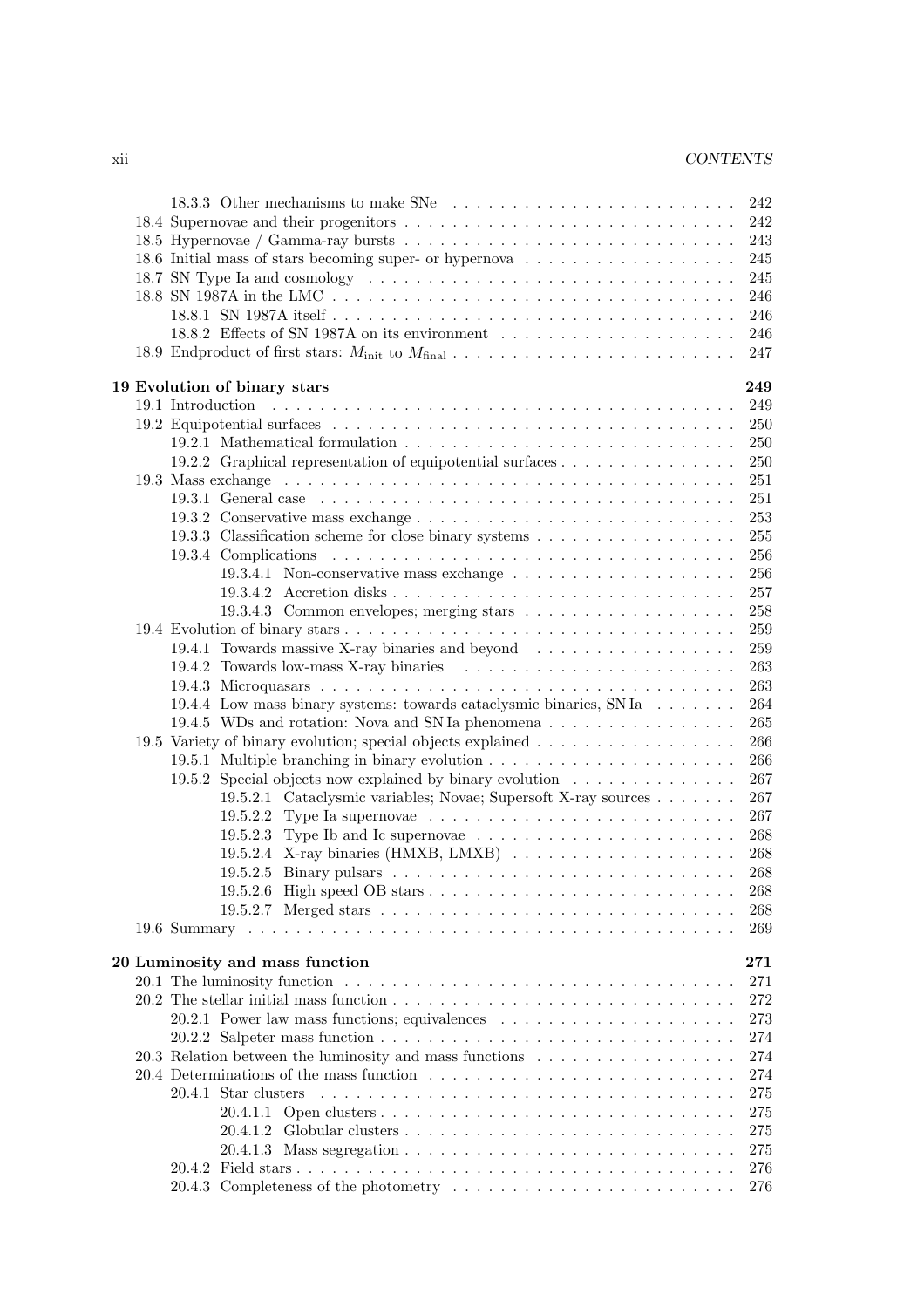18.3.3 Other mechanisms to make SNe . . . . . . . . . . . . . . . . . . . . . . . . 242
18.4 Supernovae and their progenitors . . . . . . . . . . . . . . . . . . . . . . . . . . . . 242
18.5 Hypernovae / Gamma-ray bursts . . . . . . . . . . . . . . . . . . . . . . . . . . . . 243
18.6 Initial mass of stars becoming super- or hypernova . . . . . . . . . . . . . . . . . . 245
18.7 SN Type Ia and cosmology . . . . . . . . . . . . . . . . . . . . . . . . . . . . . . . 245
18.8 SN 1987A in the LMC . . . . . . . . . . . . . . . . . . . . . . . . . . . . . . . . . 246
18.8.1 SN 1987A itself . . . . . . . . . . . . . . . . . . . . . . . . . . . . . . . . . . 246
18.8.2 Effects of SN 1987A on its environment . . . . . . . . . . . . . . . . . . . . 246
18.9 Endproduct of first stars: $M_{\rm init}$ to $M_{\rm final}$ . . . . . . . . . . . . . . . . . . . . . . . . 247

**19 Evolution of binary stars** **249**
19.1 Introduction . . . . . . . . . . . . . . . . . . . . . . . . . . . . . . . . . . . . . . 249
19.2 Equipotential surfaces . . . . . . . . . . . . . . . . . . . . . . . . . . . . . . . . . 250
19.2.1 Mathematical formulation . . . . . . . . . . . . . . . . . . . . . . . . . . . . 250
19.2.2 Graphical representation of equipotential surfaces . . . . . . . . . . . . . . . 250
19.3 Mass exchange . . . . . . . . . . . . . . . . . . . . . . . . . . . . . . . . . . . . . 251
19.3.1 General case . . . . . . . . . . . . . . . . . . . . . . . . . . . . . . . . . . . 251
19.3.2 Conservative mass exchange . . . . . . . . . . . . . . . . . . . . . . . . . . . 253
19.3.3 Classification scheme for close binary systems . . . . . . . . . . . . . . . . . 255
19.3.4 Complications . . . . . . . . . . . . . . . . . . . . . . . . . . . . . . . . . . 256
19.3.4.1 Non-conservative mass exchange . . . . . . . . . . . . . . . . . . . 256
19.3.4.2 Accretion disks . . . . . . . . . . . . . . . . . . . . . . . . . . . . . 257
19.3.4.3 Common envelopes; merging stars . . . . . . . . . . . . . . . . . . 258
19.4 Evolution of binary stars . . . . . . . . . . . . . . . . . . . . . . . . . . . . . . . . 259
19.4.1 Towards massive X-ray binaries and beyond . . . . . . . . . . . . . . . . . 259
19.4.2 Towards low-mass X-ray binaries . . . . . . . . . . . . . . . . . . . . . . . 263
19.4.3 Microquasars . . . . . . . . . . . . . . . . . . . . . . . . . . . . . . . . . . . 263
19.4.4 Low mass binary systems: towards cataclysmic binaries, SN Ia . . . . . . . 264
19.4.5 WDs and rotation: Nova and SN Ia phenomena . . . . . . . . . . . . . . . . 265
19.5 Variety of binary evolution; special objects explained . . . . . . . . . . . . . . . . . 266
19.5.1 Multiple branching in binary evolution . . . . . . . . . . . . . . . . . . . . . 266
19.5.2 Special objects now explained by binary evolution . . . . . . . . . . . . . . 267
19.5.2.1 Cataclysmic variables; Novae; Supersoft X-ray sources . . . . . . . 267
19.5.2.2 Type Ia supernovae . . . . . . . . . . . . . . . . . . . . . . . . . . 267
19.5.2.3 Type Ib and Ic supernovae . . . . . . . . . . . . . . . . . . . . . . 268
19.5.2.4 X-ray binaries (HMXB, LMXB) . . . . . . . . . . . . . . . . . . . 268
19.5.2.5 Binary pulsars . . . . . . . . . . . . . . . . . . . . . . . . . . . . . 268
19.5.2.6 High speed OB stars . . . . . . . . . . . . . . . . . . . . . . . . . . 268
19.5.2.7 Merged stars . . . . . . . . . . . . . . . . . . . . . . . . . . . . . . 268
19.6 Summary . . . . . . . . . . . . . . . . . . . . . . . . . . . . . . . . . . . . . . . . 269

**20 Luminosity and mass function** **271**
20.1 The luminosity function . . . . . . . . . . . . . . . . . . . . . . . . . . . . . . . . 271
20.2 The stellar initial mass function . . . . . . . . . . . . . . . . . . . . . . . . . . . . 272
20.2.1 Power law mass functions; equivalences . . . . . . . . . . . . . . . . . . . . 273
20.2.2 Salpeter mass function . . . . . . . . . . . . . . . . . . . . . . . . . . . . . . 274
20.3 Relation between the luminosity and mass functions . . . . . . . . . . . . . . . . . 274
20.4 Determinations of the mass function . . . . . . . . . . . . . . . . . . . . . . . . . . 274
20.4.1 Star clusters . . . . . . . . . . . . . . . . . . . . . . . . . . . . . . . . . . . 275
20.4.1.1 Open clusters . . . . . . . . . . . . . . . . . . . . . . . . . . . . . . 275
20.4.1.2 Globular clusters . . . . . . . . . . . . . . . . . . . . . . . . . . . . 275
20.4.1.3 Mass segregation . . . . . . . . . . . . . . . . . . . . . . . . . . . . 275
20.4.2 Field stars . . . . . . . . . . . . . . . . . . . . . . . . . . . . . . . . . . . . 276
20.4.3 Completeness of the photometry . . . . . . . . . . . . . . . . . . . . . . . . 276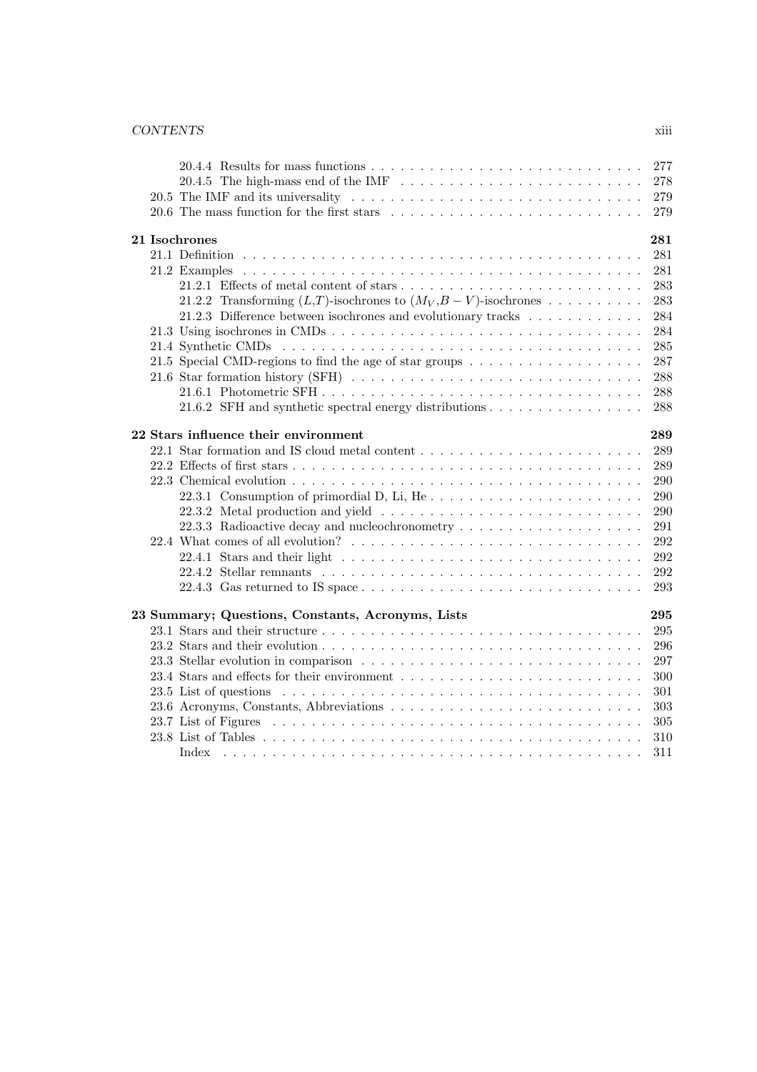20.4.4 Results for mass functions . . . . . . . . . . . . . . . . . . . . . . . . . . . . 277
20.4.5 The high-mass end of the IMF . . . . . . . . . . . . . . . . . . . . . . . . . 278
20.5 The IMF and its universality . . . . . . . . . . . . . . . . . . . . . . . . . . . . 279
20.6 The mass function for the first stars . . . . . . . . . . . . . . . . . . . . . . . . . 279

**21 Isochrones** **281**

21.1 Definition . . . . . . . . . . . . . . . . . . . . . . . . . . . . . . . . . . . . . . . 281
21.2 Examples . . . . . . . . . . . . . . . . . . . . . . . . . . . . . . . . . . . . . . . 281
21.2.1 Effects of metal content of stars . . . . . . . . . . . . . . . . . . . . . . . . . 283
21.2.2 Transforming $(L,T)$-isochrones to $(M_V, B-V)$-isochrones . . . . . . . . . . 283
21.2.3 Difference between isochrones and evolutionary tracks . . . . . . . . . . . . 284
21.3 Using isochrones in CMDs . . . . . . . . . . . . . . . . . . . . . . . . . . . . . . 284
21.4 Synthetic CMDs . . . . . . . . . . . . . . . . . . . . . . . . . . . . . . . . . . . 285
21.5 Special CMD-regions to find the age of star groups . . . . . . . . . . . . . . . . . 287
21.6 Star formation history (SFH) . . . . . . . . . . . . . . . . . . . . . . . . . . . . 288
21.6.1 Photometric SFH . . . . . . . . . . . . . . . . . . . . . . . . . . . . . . . . 288
21.6.2 SFH and synthetic spectral energy distributions . . . . . . . . . . . . . . . . 288

**22 Stars influence their environment** **289**

22.1 Star formation and IS cloud metal content . . . . . . . . . . . . . . . . . . . . . 289
22.2 Effects of first stars . . . . . . . . . . . . . . . . . . . . . . . . . . . . . . . . . 289
22.3 Chemical evolution . . . . . . . . . . . . . . . . . . . . . . . . . . . . . . . . . . 290
22.3.1 Consumption of primordial D, Li, He . . . . . . . . . . . . . . . . . . . . . . 290
22.3.2 Metal production and yield . . . . . . . . . . . . . . . . . . . . . . . . . . . 290
22.3.3 Radioactive decay and nucleochronometry . . . . . . . . . . . . . . . . . . . 291
22.4 What comes of all evolution? . . . . . . . . . . . . . . . . . . . . . . . . . . . . 292
22.4.1 Stars and their light . . . . . . . . . . . . . . . . . . . . . . . . . . . . . . . 292
22.4.2 Stellar remnants . . . . . . . . . . . . . . . . . . . . . . . . . . . . . . . . . 292
22.4.3 Gas returned to IS space . . . . . . . . . . . . . . . . . . . . . . . . . . . . . 293

**23 Summary; Questions, Constants, Acronyms, Lists** **295**

23.1 Stars and their structure . . . . . . . . . . . . . . . . . . . . . . . . . . . . . . . 295
23.2 Stars and their evolution . . . . . . . . . . . . . . . . . . . . . . . . . . . . . . . 296
23.3 Stellar evolution in comparison . . . . . . . . . . . . . . . . . . . . . . . . . . . . 297
23.4 Stars and effects for their environment . . . . . . . . . . . . . . . . . . . . . . . . 300
23.5 List of questions . . . . . . . . . . . . . . . . . . . . . . . . . . . . . . . . . . . 301
23.6 Acronyms, Constants, Abbreviations . . . . . . . . . . . . . . . . . . . . . . . . . 303
23.7 List of Figures . . . . . . . . . . . . . . . . . . . . . . . . . . . . . . . . . . . . 305
23.8 List of Tables . . . . . . . . . . . . . . . . . . . . . . . . . . . . . . . . . . . . . 310
Index . . . . . . . . . . . . . . . . . . . . . . . . . . . . . . . . . . . . . . . . . . 311